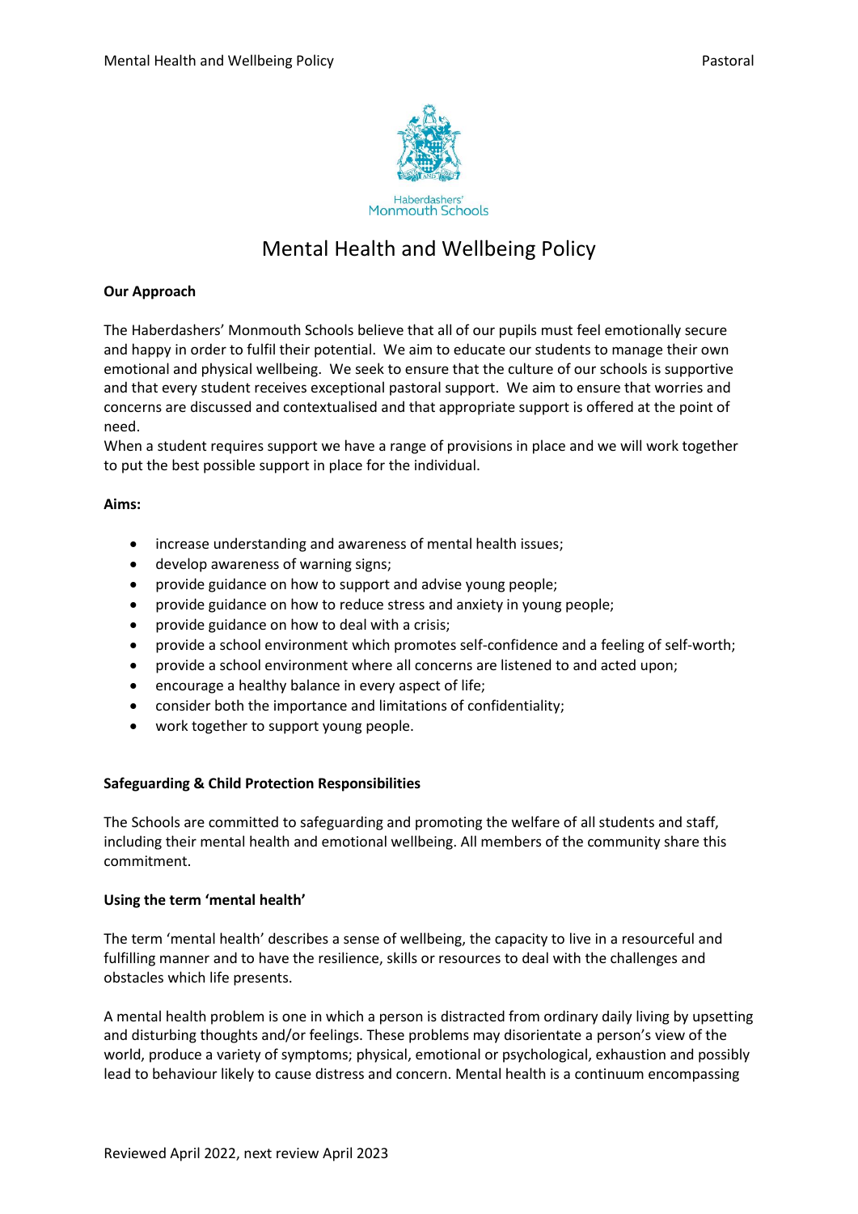Haberdashers' Monmouth Schools

# Mental Health and Wellbeing Policy

**Our Approach**

The Haberdashers' Monmouth Schools believe that all of our pupils must feel emotionally secure and happy in order to fulfil their potential. We aim to educate our students to manage their own emotional and physical wellbeing. We seek to ensure that the culture of our schools is supportive and that every student receives exceptional pastoral support. We aim to ensure that worries and concerns are discussed and contextualised and that appropriate support is offered at the point of need.

When a student requires support we have a range of provisions in place and we will work together to put the best possible support in place for the individual.

**Aims:**

- increase understanding and awareness of mental health issues;
- develop awareness of warning signs;
- provide guidance on how to support and advise young people;
- provide guidance on how to reduce stress and anxiety in young people;
- provide guidance on how to deal with a crisis;
- provide a school environment which promotes self-confidence and a feeling of self-worth;
- provide a school environment where all concerns are listened to and acted upon;
- encourage a healthy balance in every aspect of life;
- consider both the importance and limitations of confidentiality;
- work together to support young people.

**Safeguarding & Child Protection Responsibilities**

The Schools are committed to safeguarding and promoting the welfare of all students and staff, including their mental health and emotional wellbeing. All members of the community share this commitment.

**Using the term 'mental health'**

The term 'mental health' describes a sense of wellbeing, the capacity to live in a resourceful and fulfilling manner and to have the resilience, skills or resources to deal with the challenges and obstacles which life presents.

A mental health problem is one in which a person is distracted from ordinary daily living by upsetting and disturbing thoughts and/or feelings. These problems may disorientate a person's view of the world, produce a variety of symptoms; physical, emotional or psychological, exhaustion and possibly lead to behaviour likely to cause distress and concern. Mental health is a continuum encompassing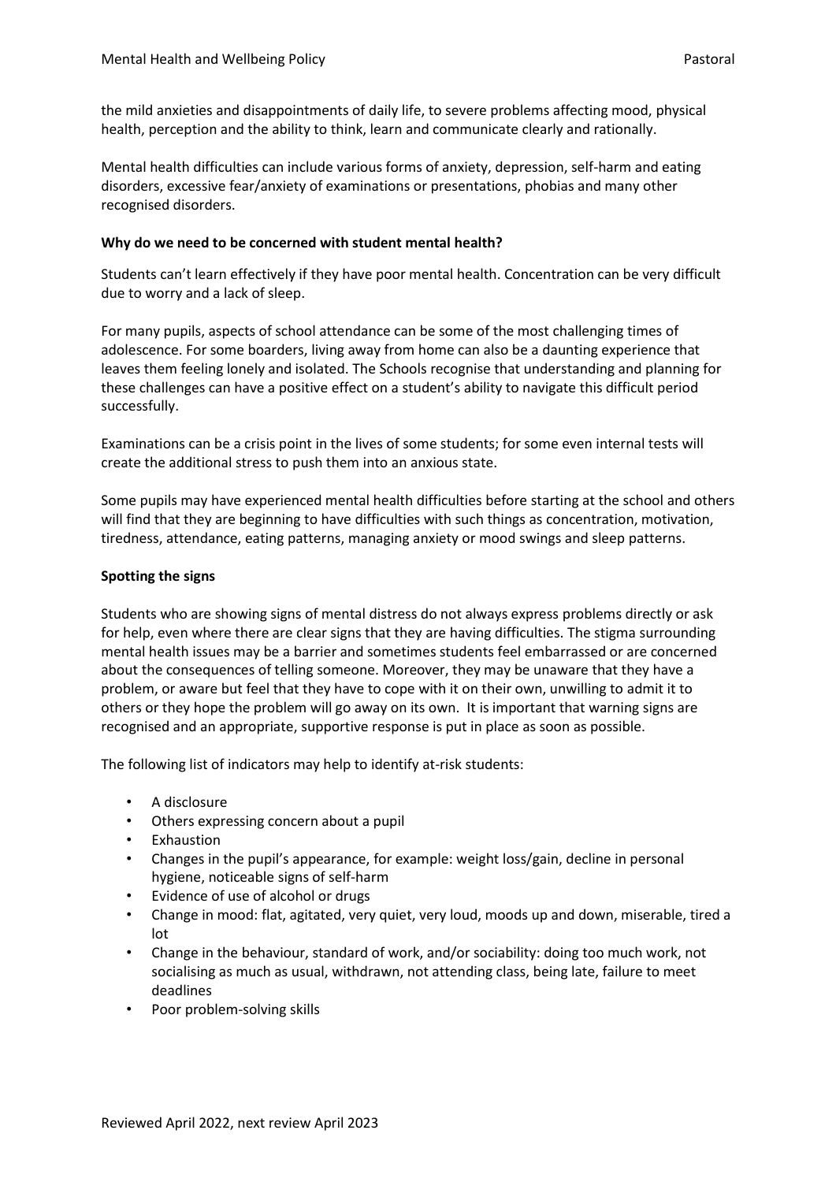the mild anxieties and disappointments of daily life, to severe problems affecting mood, physical health, perception and the ability to think, learn and communicate clearly and rationally.

Mental health difficulties can include various forms of anxiety, depression, self-harm and eating disorders, excessive fear/anxiety of examinations or presentations, phobias and many other recognised disorders.

**Why do we need to be concerned with student mental health?**

Students can't learn effectively if they have poor mental health. Concentration can be very difficult due to worry and a lack of sleep.

For many pupils, aspects of school attendance can be some of the most challenging times of adolescence. For some boarders, living away from home can also be a daunting experience that leaves them feeling lonely and isolated. The Schools recognise that understanding and planning for these challenges can have a positive effect on a student's ability to navigate this difficult period successfully.

Examinations can be a crisis point in the lives of some students; for some even internal tests will create the additional stress to push them into an anxious state.

Some pupils may have experienced mental health difficulties before starting at the school and others will find that they are beginning to have difficulties with such things as concentration, motivation, tiredness, attendance, eating patterns, managing anxiety or mood swings and sleep patterns.

**Spotting the signs**

Students who are showing signs of mental distress do not always express problems directly or ask for help, even where there are clear signs that they are having difficulties. The stigma surrounding mental health issues may be a barrier and sometimes students feel embarrassed or are concerned about the consequences of telling someone. Moreover, they may be unaware that they have a problem, or aware but feel that they have to cope with it on their own, unwilling to admit it to others or they hope the problem will go away on its own. It is important that warning signs are recognised and an appropriate, supportive response is put in place as soon as possible.

The following list of indicators may help to identify at-risk students:

- A disclosure
- Others expressing concern about a pupil
- Exhaustion
- Changes in the pupil's appearance, for example: weight loss/gain, decline in personal hygiene, noticeable signs of self-harm
- Evidence of use of alcohol or drugs
- Change in mood: flat, agitated, very quiet, very loud, moods up and down, miserable, tired a lot
- Change in the behaviour, standard of work, and/or sociability: doing too much work, not socialising as much as usual, withdrawn, not attending class, being late, failure to meet deadlines
- Poor problem-solving skills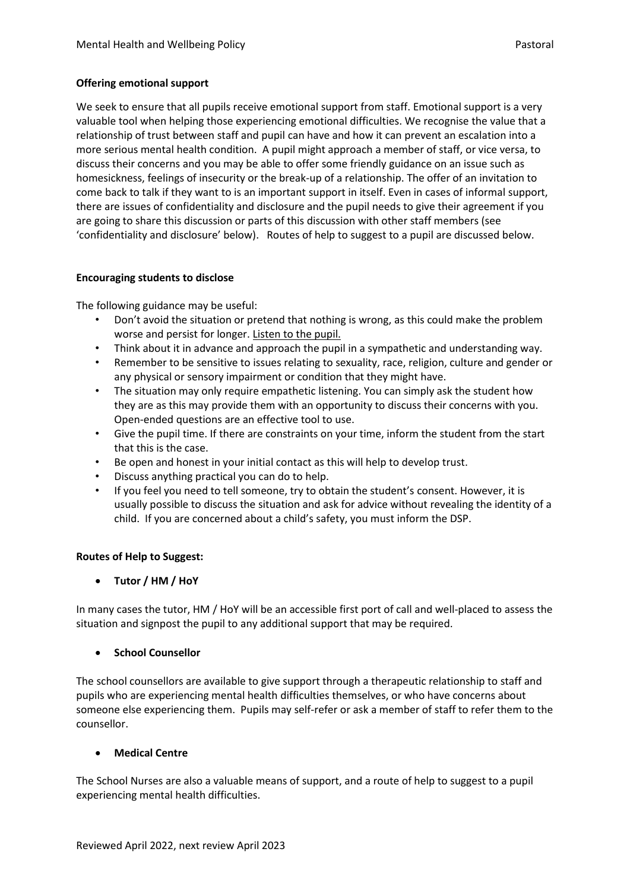**Offering emotional support**

We seek to ensure that all pupils receive emotional support from staff. Emotional support is a very valuable tool when helping those experiencing emotional difficulties. We recognise the value that a relationship of trust between staff and pupil can have and how it can prevent an escalation into a more serious mental health condition. A pupil might approach a member of staff, or vice versa, to discuss their concerns and you may be able to offer some friendly guidance on an issue such as homesickness, feelings of insecurity or the break-up of a relationship. The offer of an invitation to come back to talk if they want to is an important support in itself. Even in cases of informal support, there are issues of confidentiality and disclosure and the pupil needs to give their agreement if you are going to share this discussion or parts of this discussion with other staff members (see 'confidentiality and disclosure' below). Routes of help to suggest to a pupil are discussed below.

**Encouraging students to disclose**

The following guidance may be useful:

- Don't avoid the situation or pretend that nothing is wrong, as this could make the problem worse and persist for longer. <u>Listen to the pupil.</u>
- Think about it in advance and approach the pupil in a sympathetic and understanding way.
- Remember to be sensitive to issues relating to sexuality, race, religion, culture and gender or any physical or sensory impairment or condition that they might have.
- The situation may only require empathetic listening. You can simply ask the student how they are as this may provide them with an opportunity to discuss their concerns with you. Open-ended questions are an effective tool to use.
- Give the pupil time. If there are constraints on your time, inform the student from the start that this is the case.
- Be open and honest in your initial contact as this will help to develop trust.
- Discuss anything practical you can do to help.
- If you feel you need to tell someone, try to obtain the student's consent. However, it is usually possible to discuss the situation and ask for advice without revealing the identity of a child. If you are concerned about a child's safety, you must inform the DSP.

**Routes of Help to Suggest:**

- **Tutor / HM / HoY**

In many cases the tutor, HM / HoY will be an accessible first port of call and well-placed to assess the situation and signpost the pupil to any additional support that may be required.

- **School Counsellor**

The school counsellors are available to give support through a therapeutic relationship to staff and pupils who are experiencing mental health difficulties themselves, or who have concerns about someone else experiencing them. Pupils may self-refer or ask a member of staff to refer them to the counsellor.

- **Medical Centre**

The School Nurses are also a valuable means of support, and a route of help to suggest to a pupil experiencing mental health difficulties.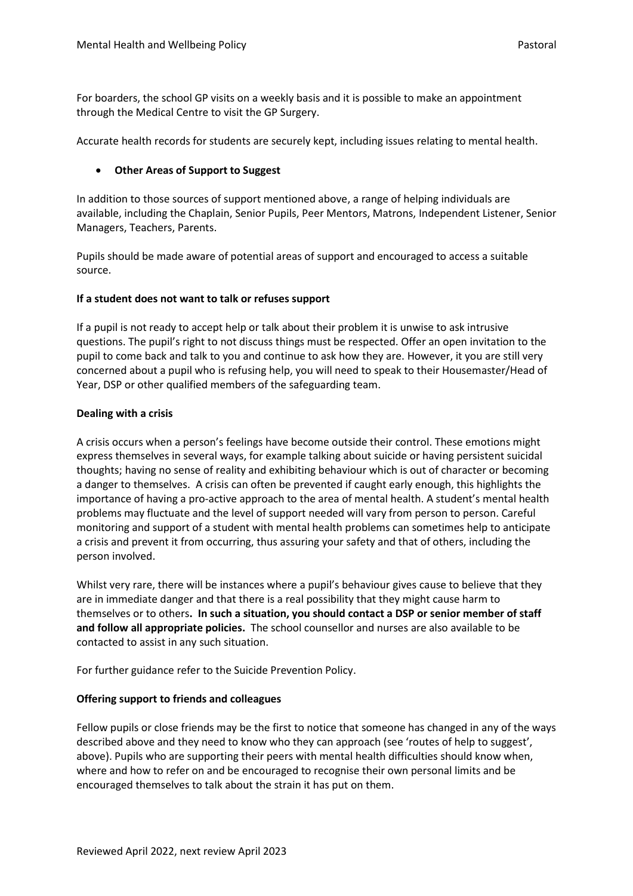For boarders, the school GP visits on a weekly basis and it is possible to make an appointment through the Medical Centre to visit the GP Surgery.

Accurate health records for students are securely kept, including issues relating to mental health.

- **Other Areas of Support to Suggest**

In addition to those sources of support mentioned above, a range of helping individuals are available, including the Chaplain, Senior Pupils, Peer Mentors, Matrons, Independent Listener, Senior Managers, Teachers, Parents.

Pupils should be made aware of potential areas of support and encouraged to access a suitable source.

**If a student does not want to talk or refuses support**

If a pupil is not ready to accept help or talk about their problem it is unwise to ask intrusive questions. The pupil's right to not discuss things must be respected. Offer an open invitation to the pupil to come back and talk to you and continue to ask how they are. However, it you are still very concerned about a pupil who is refusing help, you will need to speak to their Housemaster/Head of Year, DSP or other qualified members of the safeguarding team.

**Dealing with a crisis**

A crisis occurs when a person's feelings have become outside their control. These emotions might express themselves in several ways, for example talking about suicide or having persistent suicidal thoughts; having no sense of reality and exhibiting behaviour which is out of character or becoming a danger to themselves. A crisis can often be prevented if caught early enough, this highlights the importance of having a pro-active approach to the area of mental health. A student's mental health problems may fluctuate and the level of support needed will vary from person to person. Careful monitoring and support of a student with mental health problems can sometimes help to anticipate a crisis and prevent it from occurring, thus assuring your safety and that of others, including the person involved.

Whilst very rare, there will be instances where a pupil's behaviour gives cause to believe that they are in immediate danger and that there is a real possibility that they might cause harm to themselves or to others**. In such a situation, you should contact a DSP or senior member of staff and follow all appropriate policies.** The school counsellor and nurses are also available to be contacted to assist in any such situation.

For further guidance refer to the Suicide Prevention Policy.

**Offering support to friends and colleagues**

Fellow pupils or close friends may be the first to notice that someone has changed in any of the ways described above and they need to know who they can approach (see 'routes of help to suggest', above). Pupils who are supporting their peers with mental health difficulties should know when, where and how to refer on and be encouraged to recognise their own personal limits and be encouraged themselves to talk about the strain it has put on them.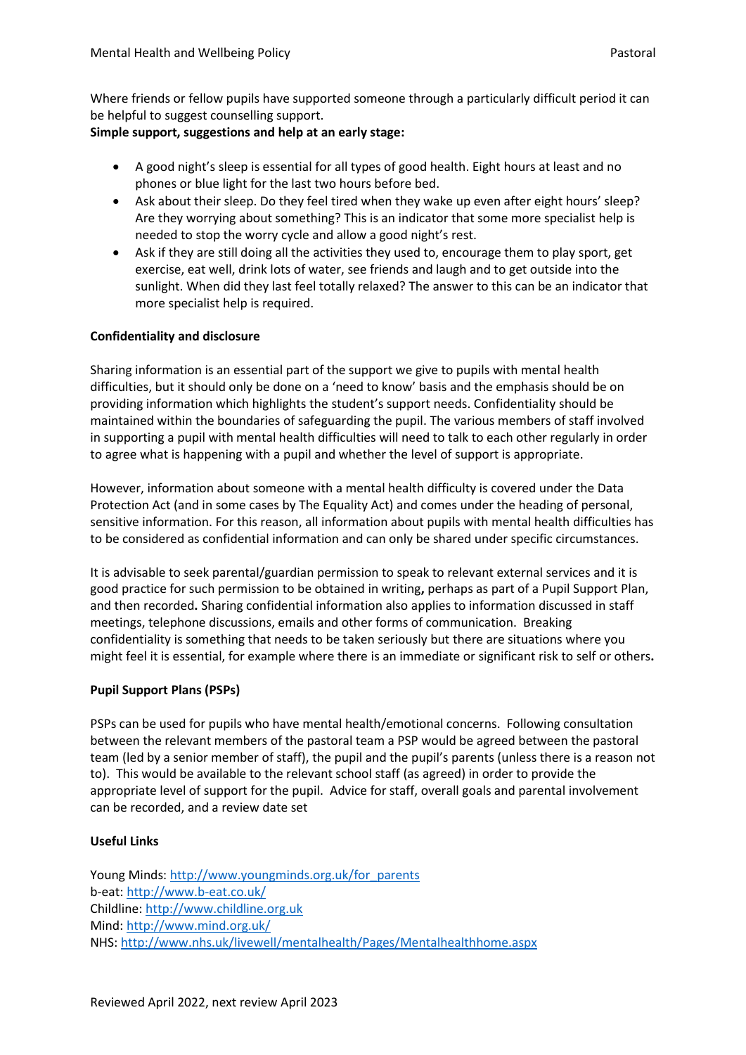Where friends or fellow pupils have supported someone through a particularly difficult period it can be helpful to suggest counselling support.

**Simple support, suggestions and help at an early stage:**

- A good night's sleep is essential for all types of good health. Eight hours at least and no phones or blue light for the last two hours before bed.
- Ask about their sleep. Do they feel tired when they wake up even after eight hours' sleep? Are they worrying about something? This is an indicator that some more specialist help is needed to stop the worry cycle and allow a good night's rest.
- Ask if they are still doing all the activities they used to, encourage them to play sport, get exercise, eat well, drink lots of water, see friends and laugh and to get outside into the sunlight. When did they last feel totally relaxed? The answer to this can be an indicator that more specialist help is required.

**Confidentiality and disclosure**

Sharing information is an essential part of the support we give to pupils with mental health difficulties, but it should only be done on a 'need to know' basis and the emphasis should be on providing information which highlights the student's support needs. Confidentiality should be maintained within the boundaries of safeguarding the pupil. The various members of staff involved in supporting a pupil with mental health difficulties will need to talk to each other regularly in order to agree what is happening with a pupil and whether the level of support is appropriate.

However, information about someone with a mental health difficulty is covered under the Data Protection Act (and in some cases by The Equality Act) and comes under the heading of personal, sensitive information. For this reason, all information about pupils with mental health difficulties has to be considered as confidential information and can only be shared under specific circumstances.

It is advisable to seek parental/guardian permission to speak to relevant external services and it is good practice for such permission to be obtained in writing**,** perhaps as part of a Pupil Support Plan, and then recorded**.** Sharing confidential information also applies to information discussed in staff meetings, telephone discussions, emails and other forms of communication. Breaking confidentiality is something that needs to be taken seriously but there are situations where you might feel it is essential, for example where there is an immediate or significant risk to self or others**.**

**Pupil Support Plans (PSPs)**

PSPs can be used for pupils who have mental health/emotional concerns. Following consultation between the relevant members of the pastoral team a PSP would be agreed between the pastoral team (led by a senior member of staff), the pupil and the pupil's parents (unless there is a reason not to). This would be available to the relevant school staff (as agreed) in order to provide the appropriate level of support for the pupil. Advice for staff, overall goals and parental involvement can be recorded, and a review date set

**Useful Links**

Young Minds: http://www.youngminds.org.uk/for_parents
b-eat: http://www.b-eat.co.uk/
Childline: http://www.childline.org.uk
Mind: http://www.mind.org.uk/
NHS: http://www.nhs.uk/livewell/mentalhealth/Pages/Mentalhealthhome.aspx

Reviewed April 2022, next review April 2023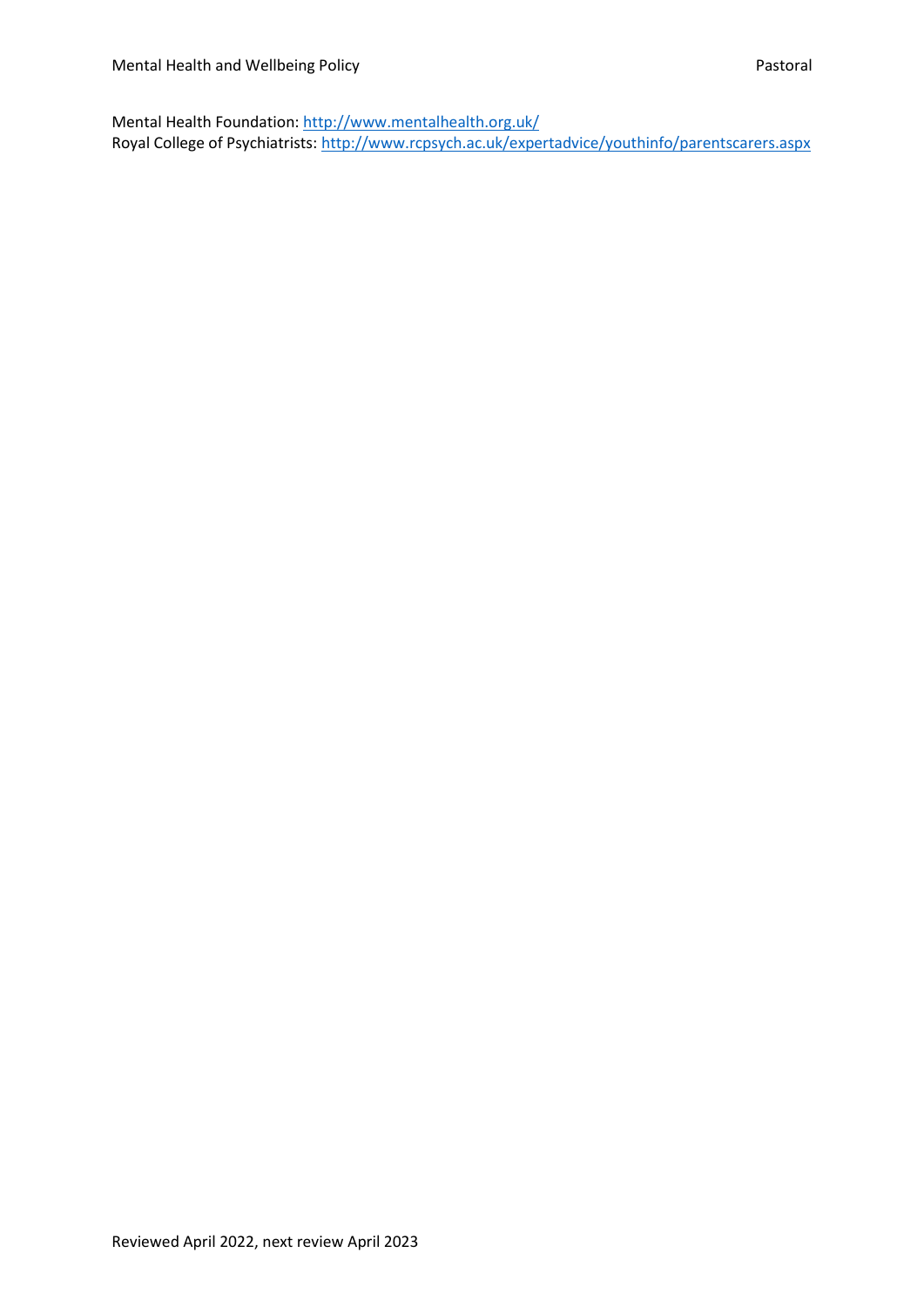Mental Health Foundation: http://www.mentalhealth.org.uk/
Royal College of Psychiatrists: http://www.rcpsych.ac.uk/expertadvice/youthinfo/parentscarers.aspx

Reviewed April 2022, next review April 2023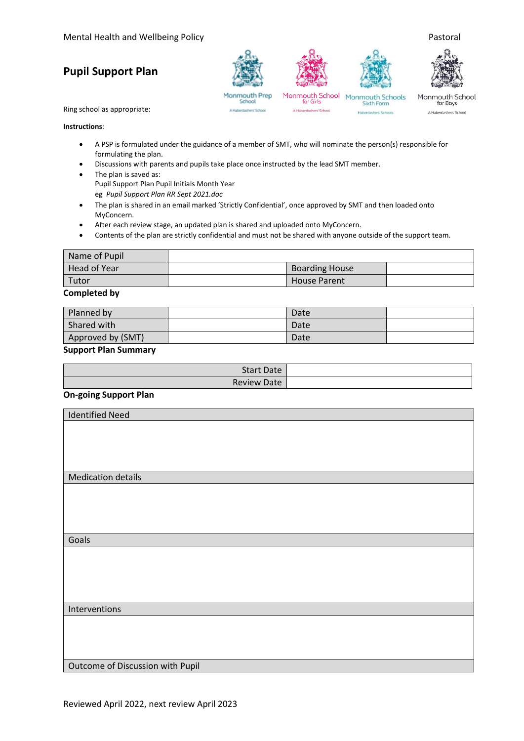# Pupil Support Plan

Monmouth Prep School — A Haberdashers' School | Monmouth School for Girls — A Haberdashers' School | Monmouth Schools Sixth Form — Haberdashers' Schools | Monmouth School for Boys — A Haberdashers' School

Ring school as appropriate:

**Instructions**:

- A PSP is formulated under the guidance of a member of SMT, who will nominate the person(s) responsible for formulating the plan.
- Discussions with parents and pupils take place once instructed by the lead SMT member.
- The plan is saved as:
  Pupil Support Plan Pupil Initials Month Year
  eg *Pupil Support Plan RR Sept 2021.doc*
- The plan is shared in an email marked 'Strictly Confidential', once approved by SMT and then loaded onto MyConcern.
- After each review stage, an updated plan is shared and uploaded onto MyConcern.
- Contents of the plan are strictly confidential and must not be shared with anyone outside of the support team.

| Name of Pupil | | | |
|---|---|---|---|
| Head of Year | | Boarding House | |
| Tutor | | House Parent | |

**Completed by**

| Planned by | | Date | |
|---|---|---|---|
| Shared with | | Date | |
| Approved by (SMT) | | Date | |

**Support Plan Summary**

| Start Date | |
|---|---|
| Review Date | |

**On-going Support Plan**

| Identified Need |
|---|
| |
| **Medication details** |
| |
| **Goals** |
| |
| **Interventions** |
| |
| **Outcome of Discussion with Pupil** |

Reviewed April 2022, next review April 2023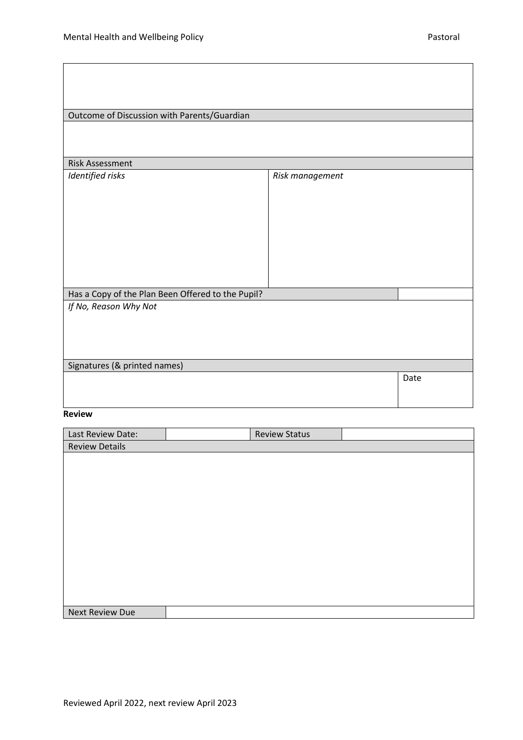| |
|---|
| |
| Outcome of Discussion with Parents/Guardian |
| |

| Risk Assessment | |
|---|---|
| *Identified risks* | *Risk management* |

| Has a Copy of the Plan Been Offered to the Pupil? | |
|---|---|
| *If No, Reason Why Not* | |

| Signatures (& printed names) | |
|---|---|
| | Date |

**Review**

| Last Review Date: | | Review Status | |
|---|---|---|---|
| Review Details | | | |
| | | | |
| Next Review Due | | | |

Reviewed April 2022, next review April 2023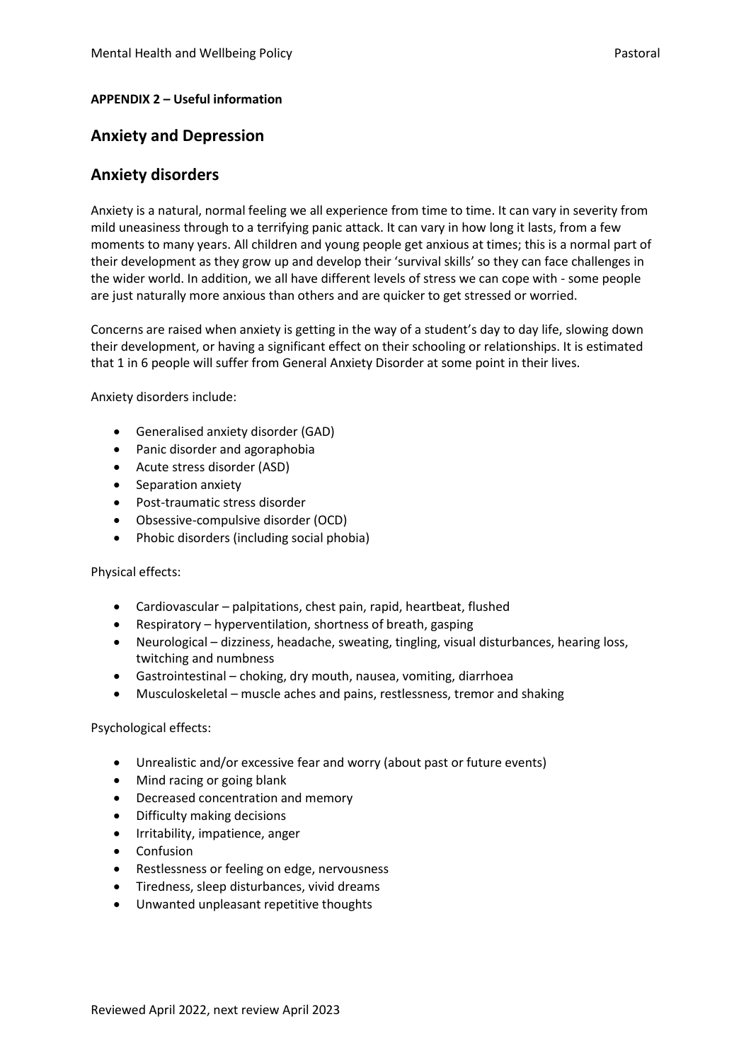**APPENDIX 2 – Useful information**

## Anxiety and Depression

## Anxiety disorders

Anxiety is a natural, normal feeling we all experience from time to time. It can vary in severity from mild uneasiness through to a terrifying panic attack. It can vary in how long it lasts, from a few moments to many years. All children and young people get anxious at times; this is a normal part of their development as they grow up and develop their 'survival skills' so they can face challenges in the wider world. In addition, we all have different levels of stress we can cope with - some people are just naturally more anxious than others and are quicker to get stressed or worried.

Concerns are raised when anxiety is getting in the way of a student's day to day life, slowing down their development, or having a significant effect on their schooling or relationships. It is estimated that 1 in 6 people will suffer from General Anxiety Disorder at some point in their lives.

Anxiety disorders include:

- Generalised anxiety disorder (GAD)
- Panic disorder and agoraphobia
- Acute stress disorder (ASD)
- Separation anxiety
- Post-traumatic stress disorder
- Obsessive-compulsive disorder (OCD)
- Phobic disorders (including social phobia)

Physical effects:

- Cardiovascular – palpitations, chest pain, rapid, heartbeat, flushed
- Respiratory – hyperventilation, shortness of breath, gasping
- Neurological – dizziness, headache, sweating, tingling, visual disturbances, hearing loss, twitching and numbness
- Gastrointestinal – choking, dry mouth, nausea, vomiting, diarrhoea
- Musculoskeletal – muscle aches and pains, restlessness, tremor and shaking

Psychological effects:

- Unrealistic and/or excessive fear and worry (about past or future events)
- Mind racing or going blank
- Decreased concentration and memory
- Difficulty making decisions
- Irritability, impatience, anger
- Confusion
- Restlessness or feeling on edge, nervousness
- Tiredness, sleep disturbances, vivid dreams
- Unwanted unpleasant repetitive thoughts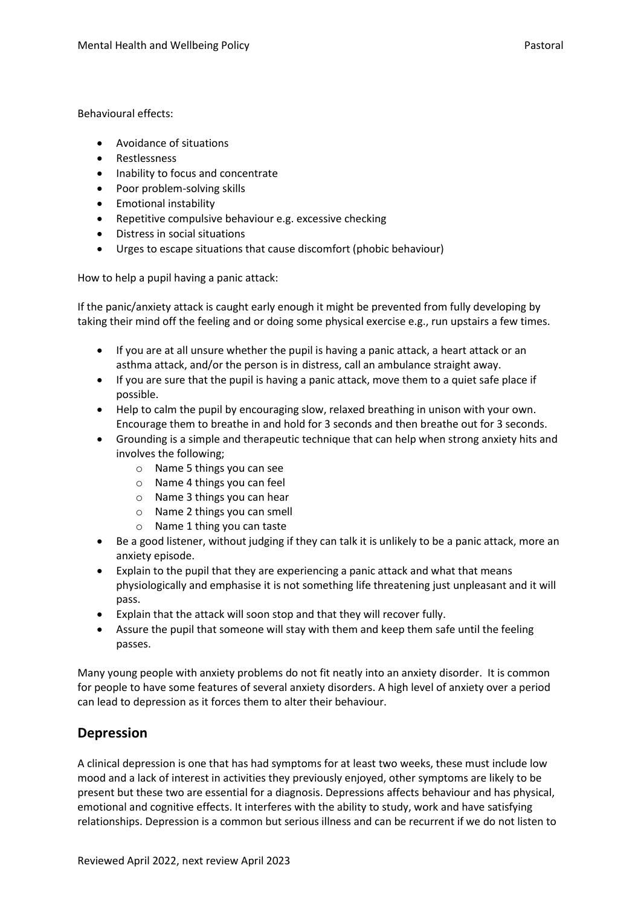Behavioural effects:

- Avoidance of situations
- Restlessness
- Inability to focus and concentrate
- Poor problem-solving skills
- Emotional instability
- Repetitive compulsive behaviour e.g. excessive checking
- Distress in social situations
- Urges to escape situations that cause discomfort (phobic behaviour)

How to help a pupil having a panic attack:

If the panic/anxiety attack is caught early enough it might be prevented from fully developing by taking their mind off the feeling and or doing some physical exercise e.g., run upstairs a few times.

- If you are at all unsure whether the pupil is having a panic attack, a heart attack or an asthma attack, and/or the person is in distress, call an ambulance straight away.
- If you are sure that the pupil is having a panic attack, move them to a quiet safe place if possible.
- Help to calm the pupil by encouraging slow, relaxed breathing in unison with your own. Encourage them to breathe in and hold for 3 seconds and then breathe out for 3 seconds.
- Grounding is a simple and therapeutic technique that can help when strong anxiety hits and involves the following;
    - Name 5 things you can see
    - Name 4 things you can feel
    - Name 3 things you can hear
    - Name 2 things you can smell
    - Name 1 thing you can taste
- Be a good listener, without judging if they can talk it is unlikely to be a panic attack, more an anxiety episode.
- Explain to the pupil that they are experiencing a panic attack and what that means physiologically and emphasise it is not something life threatening just unpleasant and it will pass.
- Explain that the attack will soon stop and that they will recover fully.
- Assure the pupil that someone will stay with them and keep them safe until the feeling passes.

Many young people with anxiety problems do not fit neatly into an anxiety disorder. It is common for people to have some features of several anxiety disorders. A high level of anxiety over a period can lead to depression as it forces them to alter their behaviour.

## Depression

A clinical depression is one that has had symptoms for at least two weeks, these must include low mood and a lack of interest in activities they previously enjoyed, other symptoms are likely to be present but these two are essential for a diagnosis. Depressions affects behaviour and has physical, emotional and cognitive effects. It interferes with the ability to study, work and have satisfying relationships. Depression is a common but serious illness and can be recurrent if we do not listen to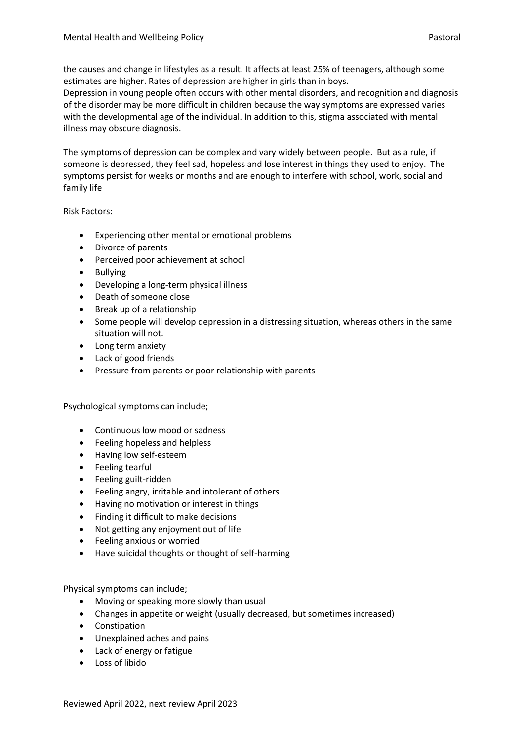the causes and change in lifestyles as a result. It affects at least 25% of teenagers, although some estimates are higher. Rates of depression are higher in girls than in boys.
Depression in young people often occurs with other mental disorders, and recognition and diagnosis of the disorder may be more difficult in children because the way symptoms are expressed varies with the developmental age of the individual. In addition to this, stigma associated with mental illness may obscure diagnosis.

The symptoms of depression can be complex and vary widely between people. But as a rule, if someone is depressed, they feel sad, hopeless and lose interest in things they used to enjoy. The symptoms persist for weeks or months and are enough to interfere with school, work, social and family life

Risk Factors:

- Experiencing other mental or emotional problems
- Divorce of parents
- Perceived poor achievement at school
- Bullying
- Developing a long-term physical illness
- Death of someone close
- Break up of a relationship
- Some people will develop depression in a distressing situation, whereas others in the same situation will not.
- Long term anxiety
- Lack of good friends
- Pressure from parents or poor relationship with parents

Psychological symptoms can include;

- Continuous low mood or sadness
- Feeling hopeless and helpless
- Having low self-esteem
- Feeling tearful
- Feeling guilt-ridden
- Feeling angry, irritable and intolerant of others
- Having no motivation or interest in things
- Finding it difficult to make decisions
- Not getting any enjoyment out of life
- Feeling anxious or worried
- Have suicidal thoughts or thought of self-harming

Physical symptoms can include;

- Moving or speaking more slowly than usual
- Changes in appetite or weight (usually decreased, but sometimes increased)
- Constipation
- Unexplained aches and pains
- Lack of energy or fatigue
- Loss of libido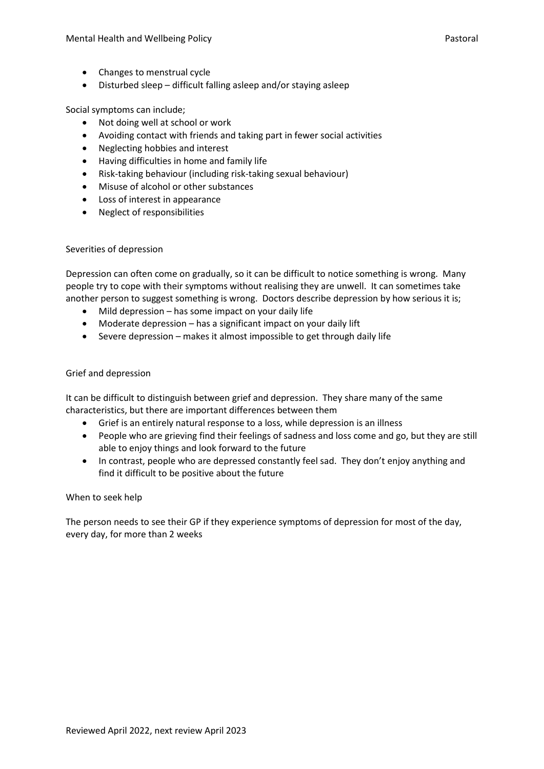- Changes to menstrual cycle
- Disturbed sleep – difficult falling asleep and/or staying asleep

Social symptoms can include;

- Not doing well at school or work
- Avoiding contact with friends and taking part in fewer social activities
- Neglecting hobbies and interest
- Having difficulties in home and family life
- Risk-taking behaviour (including risk-taking sexual behaviour)
- Misuse of alcohol or other substances
- Loss of interest in appearance
- Neglect of responsibilities

Severities of depression

Depression can often come on gradually, so it can be difficult to notice something is wrong. Many people try to cope with their symptoms without realising they are unwell. It can sometimes take another person to suggest something is wrong. Doctors describe depression by how serious it is;

- Mild depression – has some impact on your daily life
- Moderate depression – has a significant impact on your daily lift
- Severe depression – makes it almost impossible to get through daily life

Grief and depression

It can be difficult to distinguish between grief and depression. They share many of the same characteristics, but there are important differences between them

- Grief is an entirely natural response to a loss, while depression is an illness
- People who are grieving find their feelings of sadness and loss come and go, but they are still able to enjoy things and look forward to the future
- In contrast, people who are depressed constantly feel sad. They don't enjoy anything and find it difficult to be positive about the future

When to seek help

The person needs to see their GP if they experience symptoms of depression for most of the day, every day, for more than 2 weeks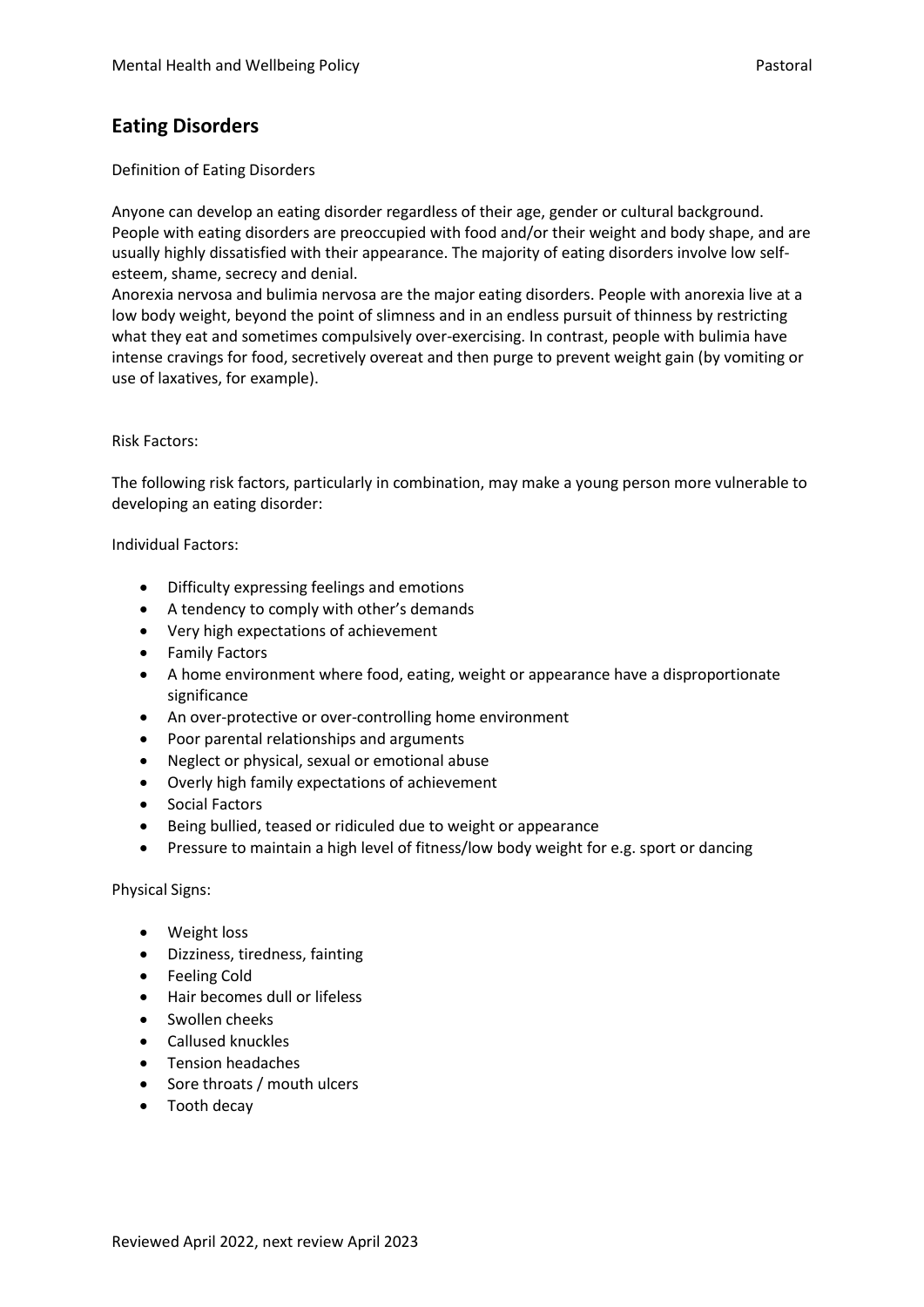## Eating Disorders

Definition of Eating Disorders

Anyone can develop an eating disorder regardless of their age, gender or cultural background. People with eating disorders are preoccupied with food and/or their weight and body shape, and are usually highly dissatisfied with their appearance. The majority of eating disorders involve low self-esteem, shame, secrecy and denial.

Anorexia nervosa and bulimia nervosa are the major eating disorders. People with anorexia live at a low body weight, beyond the point of slimness and in an endless pursuit of thinness by restricting what they eat and sometimes compulsively over-exercising. In contrast, people with bulimia have intense cravings for food, secretively overeat and then purge to prevent weight gain (by vomiting or use of laxatives, for example).

Risk Factors:

The following risk factors, particularly in combination, may make a young person more vulnerable to developing an eating disorder:

Individual Factors:

- Difficulty expressing feelings and emotions
- A tendency to comply with other's demands
- Very high expectations of achievement
- Family Factors
- A home environment where food, eating, weight or appearance have a disproportionate significance
- An over-protective or over-controlling home environment
- Poor parental relationships and arguments
- Neglect or physical, sexual or emotional abuse
- Overly high family expectations of achievement
- Social Factors
- Being bullied, teased or ridiculed due to weight or appearance
- Pressure to maintain a high level of fitness/low body weight for e.g. sport or dancing

Physical Signs:

- Weight loss
- Dizziness, tiredness, fainting
- Feeling Cold
- Hair becomes dull or lifeless
- Swollen cheeks
- Callused knuckles
- Tension headaches
- Sore throats / mouth ulcers
- Tooth decay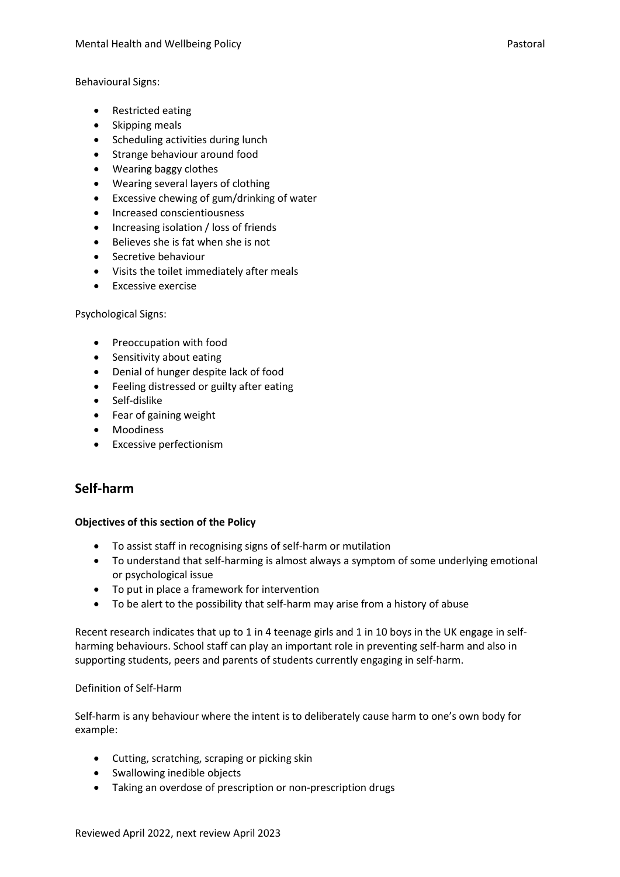Behavioural Signs:

- Restricted eating
- Skipping meals
- Scheduling activities during lunch
- Strange behaviour around food
- Wearing baggy clothes
- Wearing several layers of clothing
- Excessive chewing of gum/drinking of water
- Increased conscientiousness
- Increasing isolation / loss of friends
- Believes she is fat when she is not
- Secretive behaviour
- Visits the toilet immediately after meals
- Excessive exercise

Psychological Signs:

- Preoccupation with food
- Sensitivity about eating
- Denial of hunger despite lack of food
- Feeling distressed or guilty after eating
- Self-dislike
- Fear of gaining weight
- Moodiness
- Excessive perfectionism

## Self-harm

**Objectives of this section of the Policy**

- To assist staff in recognising signs of self-harm or mutilation
- To understand that self-harming is almost always a symptom of some underlying emotional or psychological issue
- To put in place a framework for intervention
- To be alert to the possibility that self-harm may arise from a history of abuse

Recent research indicates that up to 1 in 4 teenage girls and 1 in 10 boys in the UK engage in self-harming behaviours. School staff can play an important role in preventing self-harm and also in supporting students, peers and parents of students currently engaging in self-harm.

Definition of Self-Harm

Self-harm is any behaviour where the intent is to deliberately cause harm to one's own body for example:

- Cutting, scratching, scraping or picking skin
- Swallowing inedible objects
- Taking an overdose of prescription or non-prescription drugs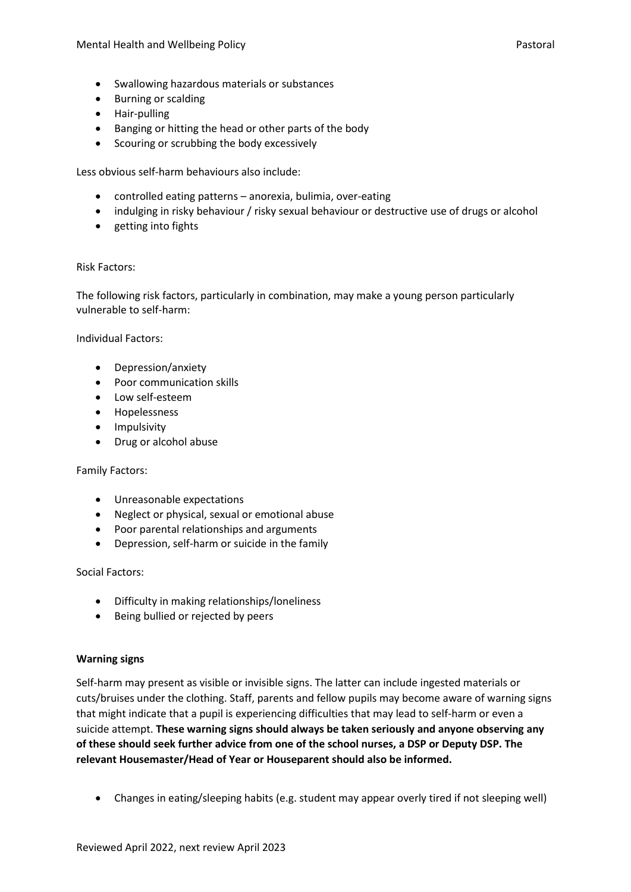- Swallowing hazardous materials or substances
- Burning or scalding
- Hair-pulling
- Banging or hitting the head or other parts of the body
- Scouring or scrubbing the body excessively

Less obvious self-harm behaviours also include:

- controlled eating patterns – anorexia, bulimia, over-eating
- indulging in risky behaviour / risky sexual behaviour or destructive use of drugs or alcohol
- getting into fights

Risk Factors:

The following risk factors, particularly in combination, may make a young person particularly vulnerable to self-harm:

Individual Factors:

- Depression/anxiety
- Poor communication skills
- Low self-esteem
- Hopelessness
- Impulsivity
- Drug or alcohol abuse

Family Factors:

- Unreasonable expectations
- Neglect or physical, sexual or emotional abuse
- Poor parental relationships and arguments
- Depression, self-harm or suicide in the family

Social Factors:

- Difficulty in making relationships/loneliness
- Being bullied or rejected by peers

**Warning signs**

Self-harm may present as visible or invisible signs. The latter can include ingested materials or cuts/bruises under the clothing. Staff, parents and fellow pupils may become aware of warning signs that might indicate that a pupil is experiencing difficulties that may lead to self-harm or even a suicide attempt. **These warning signs should always be taken seriously and anyone observing any of these should seek further advice from one of the school nurses, a DSP or Deputy DSP. The relevant Housemaster/Head of Year or Houseparent should also be informed.**

- Changes in eating/sleeping habits (e.g. student may appear overly tired if not sleeping well)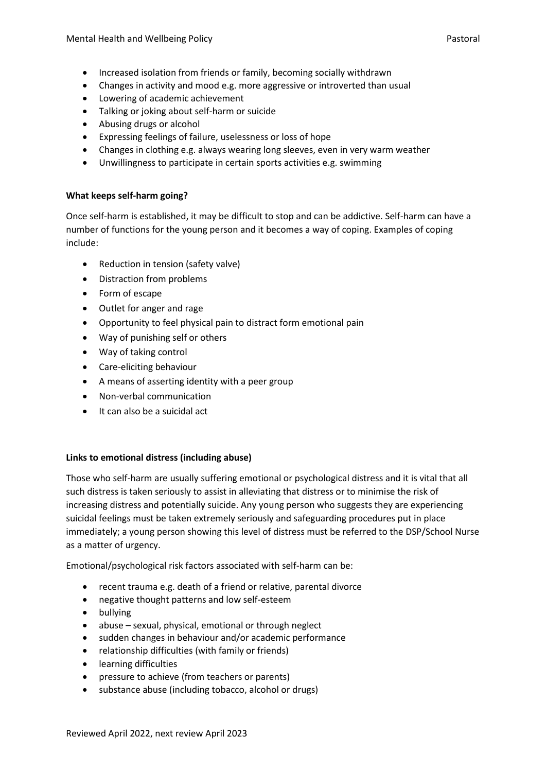- Increased isolation from friends or family, becoming socially withdrawn
- Changes in activity and mood e.g. more aggressive or introverted than usual
- Lowering of academic achievement
- Talking or joking about self-harm or suicide
- Abusing drugs or alcohol
- Expressing feelings of failure, uselessness or loss of hope
- Changes in clothing e.g. always wearing long sleeves, even in very warm weather
- Unwillingness to participate in certain sports activities e.g. swimming

**What keeps self-harm going?**

Once self-harm is established, it may be difficult to stop and can be addictive. Self-harm can have a number of functions for the young person and it becomes a way of coping. Examples of coping include:

- Reduction in tension (safety valve)
- Distraction from problems
- Form of escape
- Outlet for anger and rage
- Opportunity to feel physical pain to distract form emotional pain
- Way of punishing self or others
- Way of taking control
- Care-eliciting behaviour
- A means of asserting identity with a peer group
- Non-verbal communication
- It can also be a suicidal act

**Links to emotional distress (including abuse)**

Those who self-harm are usually suffering emotional or psychological distress and it is vital that all such distress is taken seriously to assist in alleviating that distress or to minimise the risk of increasing distress and potentially suicide. Any young person who suggests they are experiencing suicidal feelings must be taken extremely seriously and safeguarding procedures put in place immediately; a young person showing this level of distress must be referred to the DSP/School Nurse as a matter of urgency.

Emotional/psychological risk factors associated with self-harm can be:

- recent trauma e.g. death of a friend or relative, parental divorce
- negative thought patterns and low self-esteem
- bullying
- abuse – sexual, physical, emotional or through neglect
- sudden changes in behaviour and/or academic performance
- relationship difficulties (with family or friends)
- learning difficulties
- pressure to achieve (from teachers or parents)
- substance abuse (including tobacco, alcohol or drugs)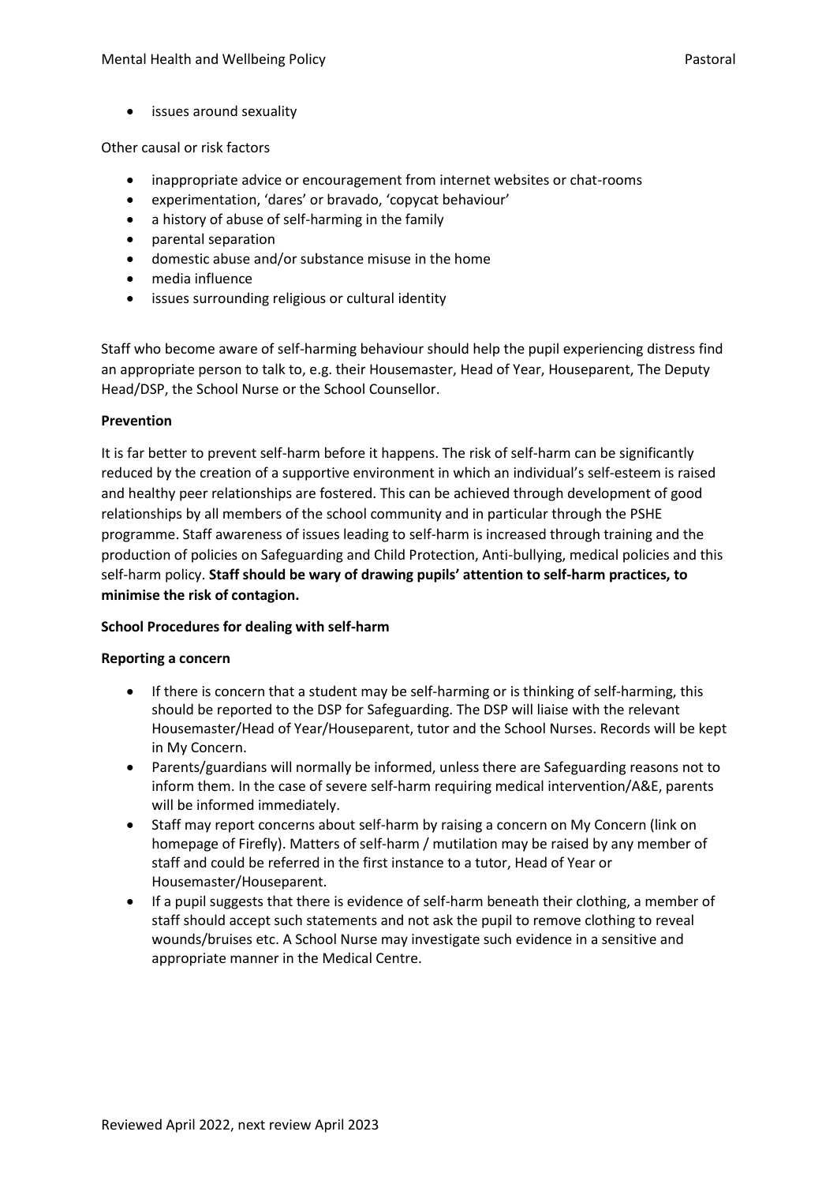- issues around sexuality

Other causal or risk factors

- inappropriate advice or encouragement from internet websites or chat-rooms
- experimentation, 'dares' or bravado, 'copycat behaviour'
- a history of abuse of self-harming in the family
- parental separation
- domestic abuse and/or substance misuse in the home
- media influence
- issues surrounding religious or cultural identity

Staff who become aware of self-harming behaviour should help the pupil experiencing distress find an appropriate person to talk to, e.g. their Housemaster, Head of Year, Houseparent, The Deputy Head/DSP, the School Nurse or the School Counsellor.

**Prevention**

It is far better to prevent self-harm before it happens. The risk of self-harm can be significantly reduced by the creation of a supportive environment in which an individual's self-esteem is raised and healthy peer relationships are fostered. This can be achieved through development of good relationships by all members of the school community and in particular through the PSHE programme. Staff awareness of issues leading to self-harm is increased through training and the production of policies on Safeguarding and Child Protection, Anti-bullying, medical policies and this self-harm policy. **Staff should be wary of drawing pupils' attention to self-harm practices, to minimise the risk of contagion.**

**School Procedures for dealing with self-harm**

**Reporting a concern**

- If there is concern that a student may be self-harming or is thinking of self-harming, this should be reported to the DSP for Safeguarding. The DSP will liaise with the relevant Housemaster/Head of Year/Houseparent, tutor and the School Nurses. Records will be kept in My Concern.
- Parents/guardians will normally be informed, unless there are Safeguarding reasons not to inform them. In the case of severe self-harm requiring medical intervention/A&E, parents will be informed immediately.
- Staff may report concerns about self-harm by raising a concern on My Concern (link on homepage of Firefly). Matters of self-harm / mutilation may be raised by any member of staff and could be referred in the first instance to a tutor, Head of Year or Housemaster/Houseparent.
- If a pupil suggests that there is evidence of self-harm beneath their clothing, a member of staff should accept such statements and not ask the pupil to remove clothing to reveal wounds/bruises etc. A School Nurse may investigate such evidence in a sensitive and appropriate manner in the Medical Centre.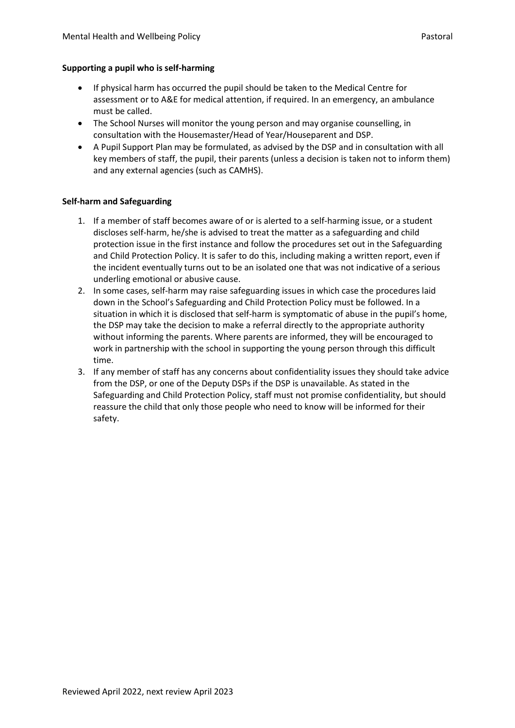**Supporting a pupil who is self-harming**

- If physical harm has occurred the pupil should be taken to the Medical Centre for assessment or to A&E for medical attention, if required. In an emergency, an ambulance must be called.
- The School Nurses will monitor the young person and may organise counselling, in consultation with the Housemaster/Head of Year/Houseparent and DSP.
- A Pupil Support Plan may be formulated, as advised by the DSP and in consultation with all key members of staff, the pupil, their parents (unless a decision is taken not to inform them) and any external agencies (such as CAMHS).

**Self-harm and Safeguarding**

1. If a member of staff becomes aware of or is alerted to a self-harming issue, or a student discloses self-harm, he/she is advised to treat the matter as a safeguarding and child protection issue in the first instance and follow the procedures set out in the Safeguarding and Child Protection Policy. It is safer to do this, including making a written report, even if the incident eventually turns out to be an isolated one that was not indicative of a serious underling emotional or abusive cause.
2. In some cases, self-harm may raise safeguarding issues in which case the procedures laid down in the School's Safeguarding and Child Protection Policy must be followed. In a situation in which it is disclosed that self-harm is symptomatic of abuse in the pupil's home, the DSP may take the decision to make a referral directly to the appropriate authority without informing the parents. Where parents are informed, they will be encouraged to work in partnership with the school in supporting the young person through this difficult time.
3. If any member of staff has any concerns about confidentiality issues they should take advice from the DSP, or one of the Deputy DSPs if the DSP is unavailable. As stated in the Safeguarding and Child Protection Policy, staff must not promise confidentiality, but should reassure the child that only those people who need to know will be informed for their safety.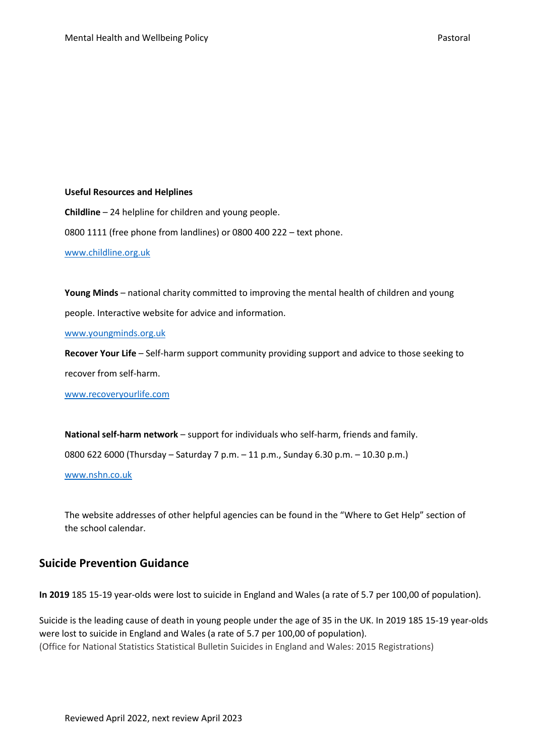**Useful Resources and Helplines**

**Childline** – 24 helpline for children and young people.

0800 1111 (free phone from landlines) or 0800 400 222 – text phone.

[www.childline.org.uk](http://www.childline.org.uk)

**Young Minds** – national charity committed to improving the mental health of children and young people. Interactive website for advice and information.

[www.youngminds.org.uk](http://www.youngminds.org.uk)

**Recover Your Life** – Self-harm support community providing support and advice to those seeking to recover from self-harm.

[www.recoveryourlife.com](http://www.recoveryourlife.com)

**National self-harm network** – support for individuals who self-harm, friends and family.

0800 622 6000 (Thursday – Saturday 7 p.m. – 11 p.m., Sunday 6.30 p.m. – 10.30 p.m.)

[www.nshn.co.uk](http://www.nshn.co.uk)

The website addresses of other helpful agencies can be found in the "Where to Get Help" section of the school calendar.

## Suicide Prevention Guidance

**In 2019** 185 15-19 year-olds were lost to suicide in England and Wales (a rate of 5.7 per 100,00 of population).

Suicide is the leading cause of death in young people under the age of 35 in the UK. In 2019 185 15-19 year-olds were lost to suicide in England and Wales (a rate of 5.7 per 100,00 of population).
(Office for National Statistics Statistical Bulletin Suicides in England and Wales: 2015 Registrations)

Reviewed April 2022, next review April 2023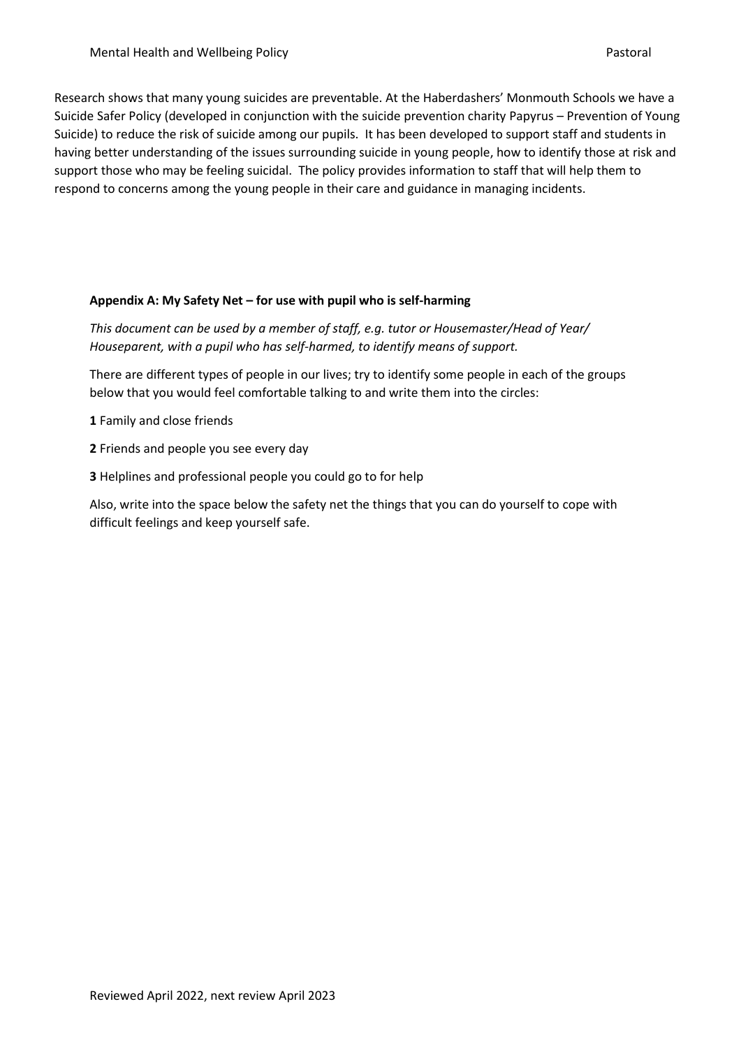Research shows that many young suicides are preventable. At the Haberdashers' Monmouth Schools we have a Suicide Safer Policy (developed in conjunction with the suicide prevention charity Papyrus – Prevention of Young Suicide) to reduce the risk of suicide among our pupils. It has been developed to support staff and students in having better understanding of the issues surrounding suicide in young people, how to identify those at risk and support those who may be feeling suicidal. The policy provides information to staff that will help them to respond to concerns among the young people in their care and guidance in managing incidents.

**Appendix A: My Safety Net – for use with pupil who is self-harming**

*This document can be used by a member of staff, e.g. tutor or Housemaster/Head of Year/ Houseparent, with a pupil who has self-harmed, to identify means of support.*

There are different types of people in our lives; try to identify some people in each of the groups below that you would feel comfortable talking to and write them into the circles:

**1** Family and close friends

**2** Friends and people you see every day

**3** Helplines and professional people you could go to for help

Also, write into the space below the safety net the things that you can do yourself to cope with difficult feelings and keep yourself safe.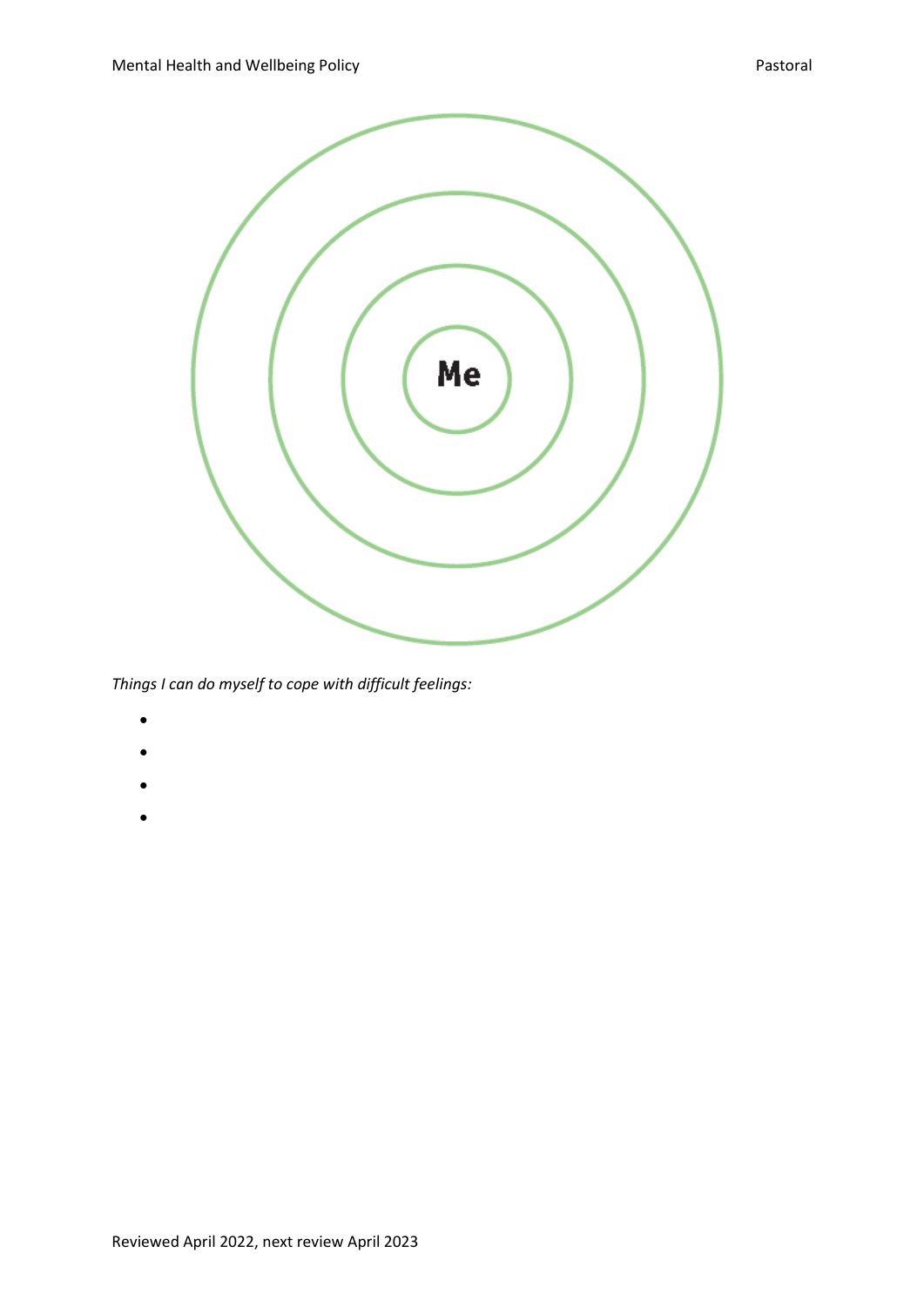Me

*Things I can do myself to cope with difficult feelings:*

- 
- 
- 
-